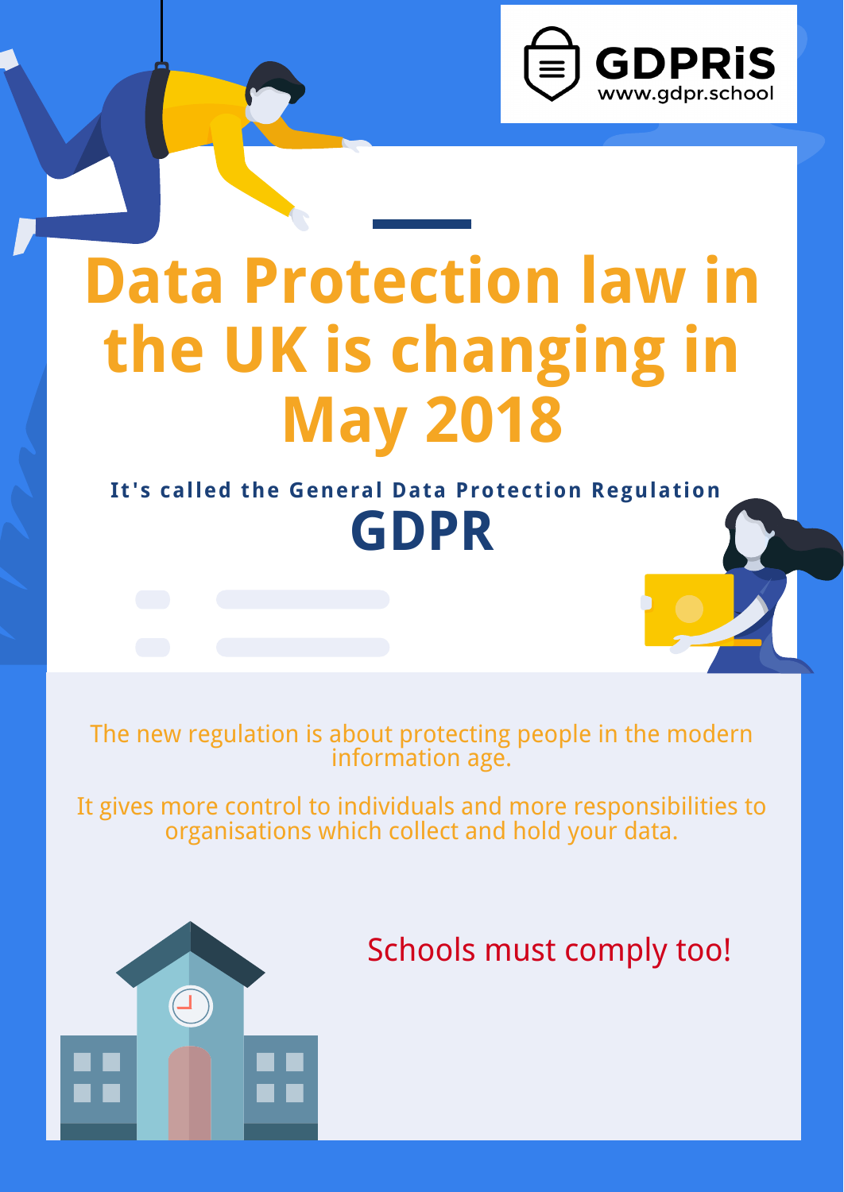GDPRiS
www.gdpr.school

# Data Protection law in the UK is changing in May 2018

It's called the General Data Protection Regulation

## GDPR

The new regulation is about protecting people in the modern information age.

It gives more control to individuals and more responsibilities to organisations which collect and hold your data.

Schools must comply too!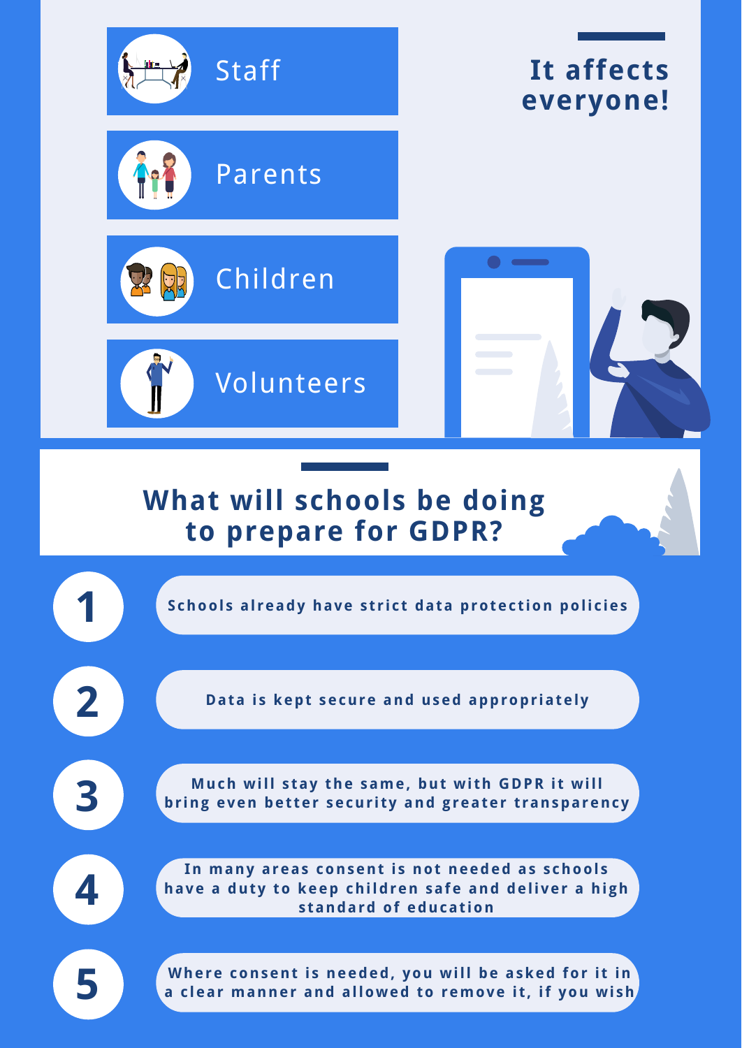- Staff
- Parents
- Children
- Volunteers

## It affects everyone!

## What will schools be doing to prepare for GDPR?

1. Schools already have strict data protection policies
2. Data is kept secure and used appropriately
3. Much will stay the same, but with GDPR it will bring even better security and greater transparency
4. In many areas consent is not needed as schools have a duty to keep children safe and deliver a high standard of education
5. Where consent is needed, you will be asked for it in a clear manner and allowed to remove it, if you wish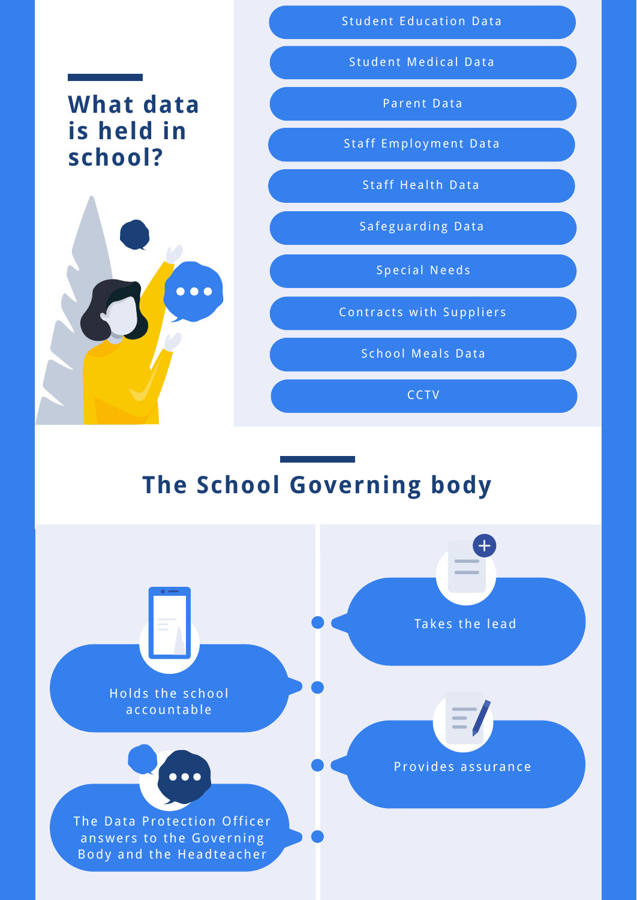## What data is held in school?

- Student Education Data
- Student Medical Data
- Parent Data
- Staff Employment Data
- Staff Health Data
- Safeguarding Data
- Special Needs
- Contracts with Suppliers
- School Meals Data
- CCTV

## The School Governing body

- Takes the lead
- Holds the school accountable
- Provides assurance
- The Data Protection Officer answers to the Governing Body and the Headteacher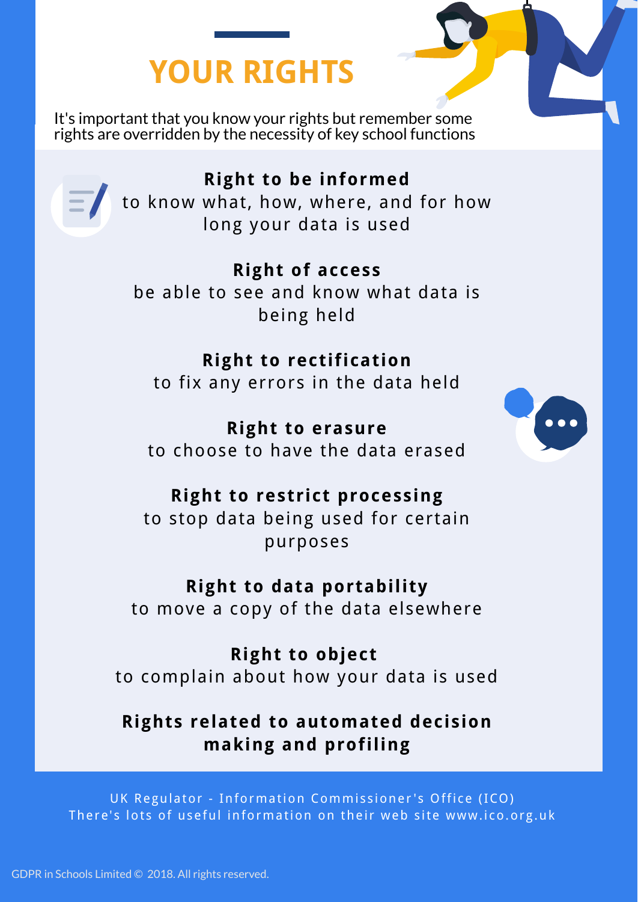# YOUR RIGHTS

It's important that you know your rights but remember some rights are overridden by the necessity of key school functions

**Right to be informed**
to know what, how, where, and for how long your data is used

**Right of access**
be able to see and know what data is being held

**Right to rectification**
to fix any errors in the data held

**Right to erasure**
to choose to have the data erased

**Right to restrict processing**
to stop data being used for certain purposes

**Right to data portability**
to move a copy of the data elsewhere

**Right to object**
to complain about how your data is used

**Rights related to automated decision making and profiling**

UK Regulator - Information Commissioner's Office (ICO)
There's lots of useful information on their web site www.ico.org.uk

GDPR in Schools Limited © 2018. All rights reserved.